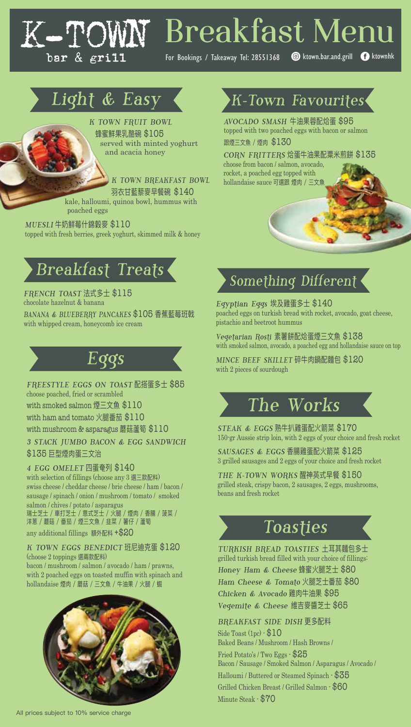# K-TOWN bar & grill Breakfast Menu

For Bookings / Takeaway Tel: 28551368 ktown.bar.and.grill ktownhk

## Light & Easy

*K TOWN FRUIT BOWL* 蜂蜜鮮果乳酪碗 $105
served with minted yoghurt and acacia honey

*K TOWN BREAKFAST BOWL* 羽衣甘藍藜麥早餐碗 $140
kale, halloumi, quinoa bowl, hummus with poached eggs

*MUESLI* 牛奶鮮莓什錦穀麥 $110
topped with fresh berries, greek yoghurt, skimmed milk & honey

## Breakfast Treats

*FRENCH TOAST* 法式多士 $115
chocolate hazelnut & banana

*BANANA & BLUEBERRY PANCAKES* $105 香蕉藍莓班戟
with whipped cream, honeycomb ice cream

## Eggs

*FREESTYLE EGGS ON TOAST* 配搭蛋多士 $85
choose poached, fried or scrambled
with smoked salmon 煙三文魚 $110
with ham and tomato 火腿番茄 $110
with mushroom & asparagus 蘑菇蘆筍 $110

*3 STACK JUMBO BACON & EGG SANDWICH* $135 巨型煙肉蛋三文治

*4 EGG OMELET* 四蛋奄列 $140
with selection of fillings (choose any 3 選三款配料)
swiss cheese / cheddar cheese / brie cheese / ham / bacon / sausage / spinach / onion / mushroom / tomato / smoked salmon / chives / potato / asparagus
瑞士芝士 / 車打芝士 / 意式芝士 / 火腿 / 煙肉 / 香腸 / 菠菜 / 洋蔥 / 蘑菇 / 番茄 / 煙三文魚 / 韭菜 / 薯仔 / 蘆筍
any additional fillings 額外配料 +$20

*K TOWN EGGS BENEDICT* 班尼迪克蛋 $120
(choose 2 toppings 選兩款配料)
bacon / mushroom / salmon / avocado / ham / prawns, with 2 poached eggs on toasted muffin with spinach and hollandaise 煙肉 / 蘑菇 / 三文魚 / 牛油果 / 火腿 / 蝦

## K-Town Favourites

*AVOCADO SMASH* 牛油果蓉配焓蛋 $95
topped with two poached eggs with bacon or salmon
跟煙三文魚 / 煙肉 $130

*CORN FRITTERS* 焓蛋牛油果配粟米煎餅 $135
choose from bacon / salmon, avocado, rocket, a poached egg topped with hollandaise sauce 可選跟 煙肉 / 三文魚

## Something Different

*Egyptian Eggs* 埃及雞蛋多士 $140
poached eggs on turkish bread with rocket, avocado, goat cheese, pistachio and beetroot hummus

*Vegetarian Rosti* 素薯餅配焓蛋煙三文魚 $138
with smoked salmon, avocado, a poached egg and hollandaise sauce on top

*MINCE BEEF SKILLET* 碎牛肉鍋配麵包 $120
with 2 pieces of sourdough

## The Works

*STEAK & EGGS* 熟牛扒雞蛋配火箭菜 $170
150-gr Aussie strip loin, with 2 eggs of your choice and fresh rocket

*SAUSAGES & EGGS* 香腸雞蛋配火箭菜 $125
3 grilled sausages and 2 eggs of your choice and fresh rocket

*THE K-TOWN WORKS* 醒神英式早餐 $150
grilled steak, crispy bacon, 2 sausages, 2 eggs, mushrooms, beans and fresh rocket

## Toasties

*TURKISH BREAD TOASTIES* 土耳其麵包多士
grilled turkish bread filled with your choice of fillings:
*Honey Ham & Cheese* 蜂蜜火腿芝士 $80
*Ham Cheese & Tomato* 火腿芝士番茄 $80
*Chicken & Avocado* 雞肉牛油果 $95
*Vegemite & Cheese* 維吉麥醬芝士 $65

*BREAKFAST SIDE DISH* 更多配料
Side Toast (1pc) - $10
Baked Beans / Mushroom / Hash Browns / Fried Potato's / Two Eggs - $25
Bacon / Sausage / Smoked Salmon / Asparagus / Avocado / Halloumi / Buttered or Steamed Spinach - $35
Grilled Chicken Breast / Grilled Salmon - $60
Minute Steak - $70

All prices subject to 10% service charge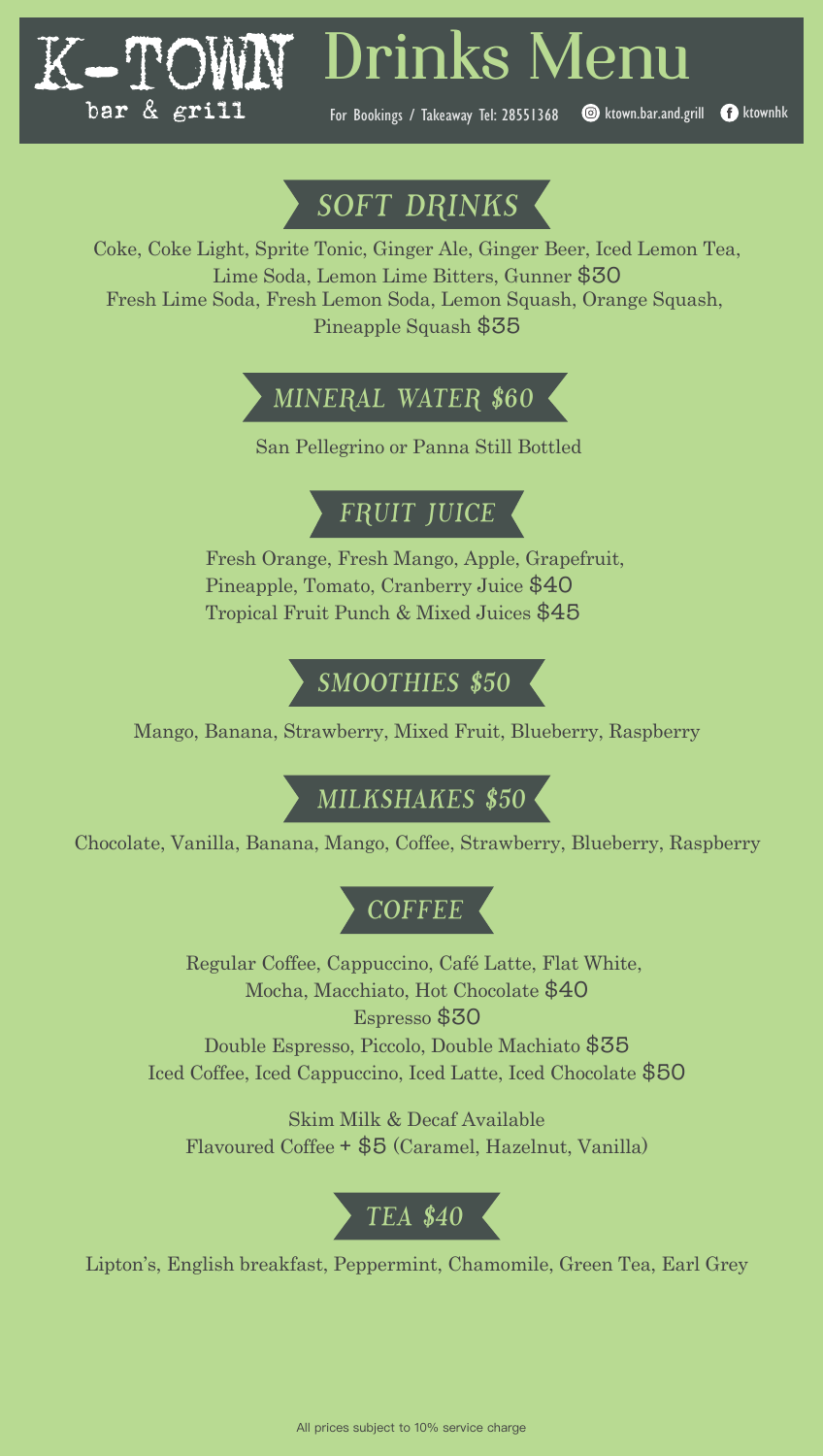# K-TOWN bar & grill Drinks Menu

For Bookings / Takeaway Tel: 28551368 ktown.bar.and.grill ktownhk

## SOFT DRINKS

Coke, Coke Light, Sprite Tonic, Ginger Ale, Ginger Beer, Iced Lemon Tea, Lime Soda, Lemon Lime Bitters, Gunner $30

Fresh Lime Soda, Fresh Lemon Soda, Lemon Squash, Orange Squash, Pineapple Squash $35

## MINERAL WATER $60

San Pellegrino or Panna Still Bottled

## FRUIT JUICE

Fresh Orange, Fresh Mango, Apple, Grapefruit, Pineapple, Tomato, Cranberry Juice $40

Tropical Fruit Punch & Mixed Juices $45

## SMOOTHIES $50

Mango, Banana, Strawberry, Mixed Fruit, Blueberry, Raspberry

## MILKSHAKES $50

Chocolate, Vanilla, Banana, Mango, Coffee, Strawberry, Blueberry, Raspberry

## COFFEE

Regular Coffee, Cappuccino, Café Latte, Flat White, Mocha, Macchiato, Hot Chocolate $40

Espresso $30

Double Espresso, Piccolo, Double Machiato $35

Iced Coffee, Iced Cappuccino, Iced Latte, Iced Chocolate $50

Skim Milk & Decaf Available

Flavoured Coffee + $5 (Caramel, Hazelnut, Vanilla)

## TEA $40

Lipton's, English breakfast, Peppermint, Chamomile, Green Tea, Earl Grey

All prices subject to 10% service charge